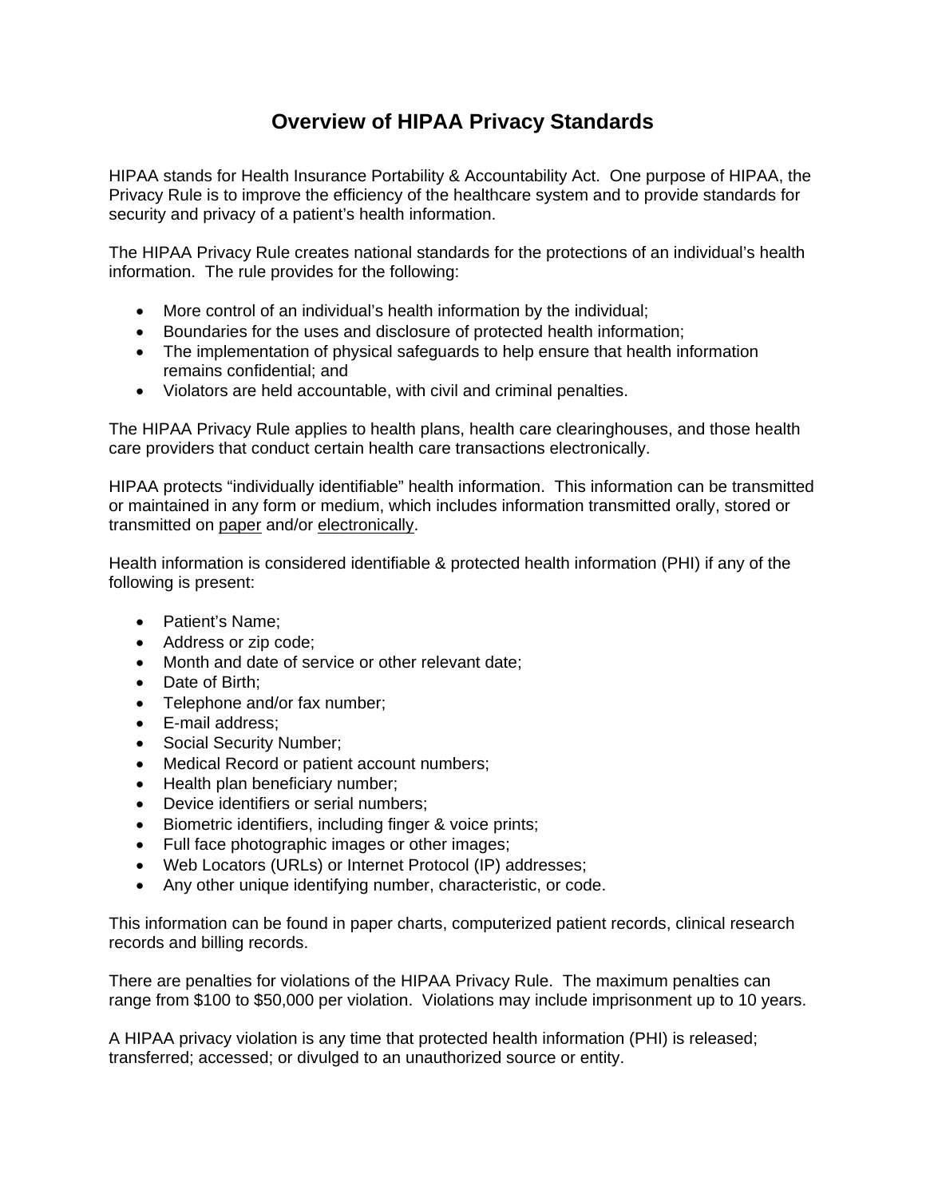# Overview of HIPAA Privacy Standards

HIPAA stands for Health Insurance Portability & Accountability Act. One purpose of HIPAA, the Privacy Rule is to improve the efficiency of the healthcare system and to provide standards for security and privacy of a patient's health information.

The HIPAA Privacy Rule creates national standards for the protections of an individual's health information. The rule provides for the following:

- More control of an individual's health information by the individual;
- Boundaries for the uses and disclosure of protected health information;
- The implementation of physical safeguards to help ensure that health information remains confidential; and
- Violators are held accountable, with civil and criminal penalties.

The HIPAA Privacy Rule applies to health plans, health care clearinghouses, and those health care providers that conduct certain health care transactions electronically.

HIPAA protects "individually identifiable" health information. This information can be transmitted or maintained in any form or medium, which includes information transmitted orally, stored or transmitted on <u>paper</u> and/or <u>electronically</u>.

Health information is considered identifiable & protected health information (PHI) if any of the following is present:

- Patient's Name;
- Address or zip code;
- Month and date of service or other relevant date;
- Date of Birth;
- Telephone and/or fax number;
- E-mail address;
- Social Security Number;
- Medical Record or patient account numbers;
- Health plan beneficiary number;
- Device identifiers or serial numbers;
- Biometric identifiers, including finger & voice prints;
- Full face photographic images or other images;
- Web Locators (URLs) or Internet Protocol (IP) addresses;
- Any other unique identifying number, characteristic, or code.

This information can be found in paper charts, computerized patient records, clinical research records and billing records.

There are penalties for violations of the HIPAA Privacy Rule. The maximum penalties can range from $100 to $50,000 per violation. Violations may include imprisonment up to 10 years.

A HIPAA privacy violation is any time that protected health information (PHI) is released; transferred; accessed; or divulged to an unauthorized source or entity.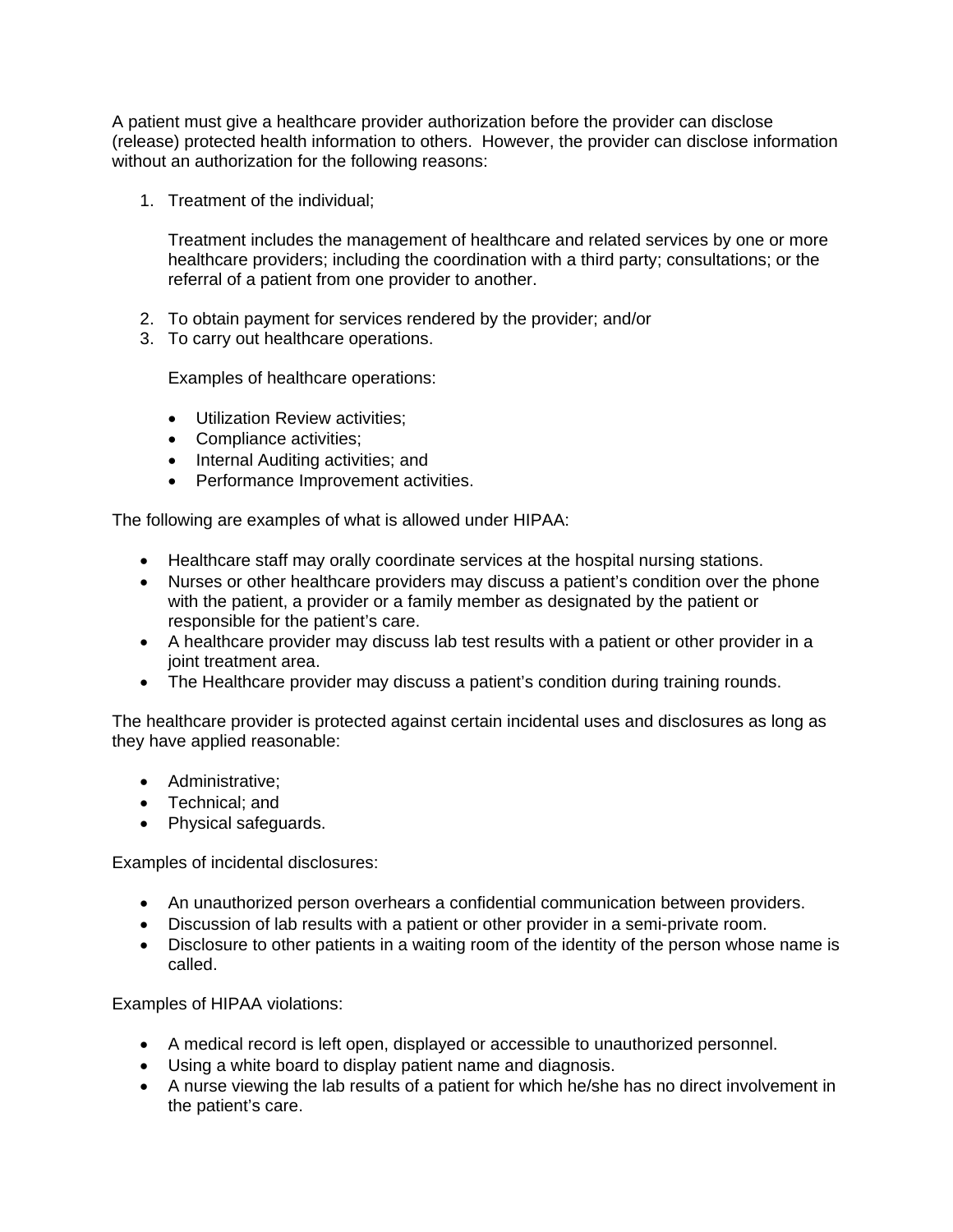A patient must give a healthcare provider authorization before the provider can disclose (release) protected health information to others. However, the provider can disclose information without an authorization for the following reasons:

1. Treatment of the individual;

   Treatment includes the management of healthcare and related services by one or more healthcare providers; including the coordination with a third party; consultations; or the referral of a patient from one provider to another.

2. To obtain payment for services rendered by the provider; and/or
3. To carry out healthcare operations.

   Examples of healthcare operations:

   - Utilization Review activities;
   - Compliance activities;
   - Internal Auditing activities; and
   - Performance Improvement activities.

The following are examples of what is allowed under HIPAA:

- Healthcare staff may orally coordinate services at the hospital nursing stations.
- Nurses or other healthcare providers may discuss a patient's condition over the phone with the patient, a provider or a family member as designated by the patient or responsible for the patient's care.
- A healthcare provider may discuss lab test results with a patient or other provider in a joint treatment area.
- The Healthcare provider may discuss a patient's condition during training rounds.

The healthcare provider is protected against certain incidental uses and disclosures as long as they have applied reasonable:

- Administrative;
- Technical; and
- Physical safeguards.

Examples of incidental disclosures:

- An unauthorized person overhears a confidential communication between providers.
- Discussion of lab results with a patient or other provider in a semi-private room.
- Disclosure to other patients in a waiting room of the identity of the person whose name is called.

Examples of HIPAA violations:

- A medical record is left open, displayed or accessible to unauthorized personnel.
- Using a white board to display patient name and diagnosis.
- A nurse viewing the lab results of a patient for which he/she has no direct involvement in the patient's care.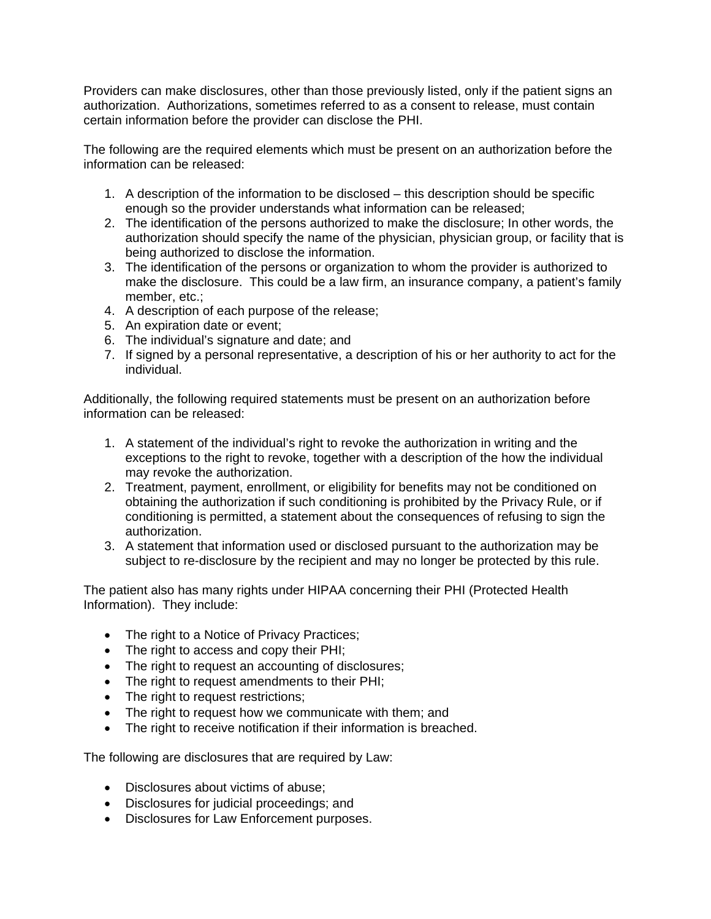Providers can make disclosures, other than those previously listed, only if the patient signs an authorization. Authorizations, sometimes referred to as a consent to release, must contain certain information before the provider can disclose the PHI.

The following are the required elements which must be present on an authorization before the information can be released:

1. A description of the information to be disclosed – this description should be specific enough so the provider understands what information can be released;
2. The identification of the persons authorized to make the disclosure; In other words, the authorization should specify the name of the physician, physician group, or facility that is being authorized to disclose the information.
3. The identification of the persons or organization to whom the provider is authorized to make the disclosure. This could be a law firm, an insurance company, a patient's family member, etc.;
4. A description of each purpose of the release;
5. An expiration date or event;
6. The individual's signature and date; and
7. If signed by a personal representative, a description of his or her authority to act for the individual.

Additionally, the following required statements must be present on an authorization before information can be released:

1. A statement of the individual's right to revoke the authorization in writing and the exceptions to the right to revoke, together with a description of the how the individual may revoke the authorization.
2. Treatment, payment, enrollment, or eligibility for benefits may not be conditioned on obtaining the authorization if such conditioning is prohibited by the Privacy Rule, or if conditioning is permitted, a statement about the consequences of refusing to sign the authorization.
3. A statement that information used or disclosed pursuant to the authorization may be subject to re-disclosure by the recipient and may no longer be protected by this rule.

The patient also has many rights under HIPAA concerning their PHI (Protected Health Information). They include:

- The right to a Notice of Privacy Practices;
- The right to access and copy their PHI;
- The right to request an accounting of disclosures;
- The right to request amendments to their PHI;
- The right to request restrictions;
- The right to request how we communicate with them; and
- The right to receive notification if their information is breached.

The following are disclosures that are required by Law:

- Disclosures about victims of abuse;
- Disclosures for judicial proceedings; and
- Disclosures for Law Enforcement purposes.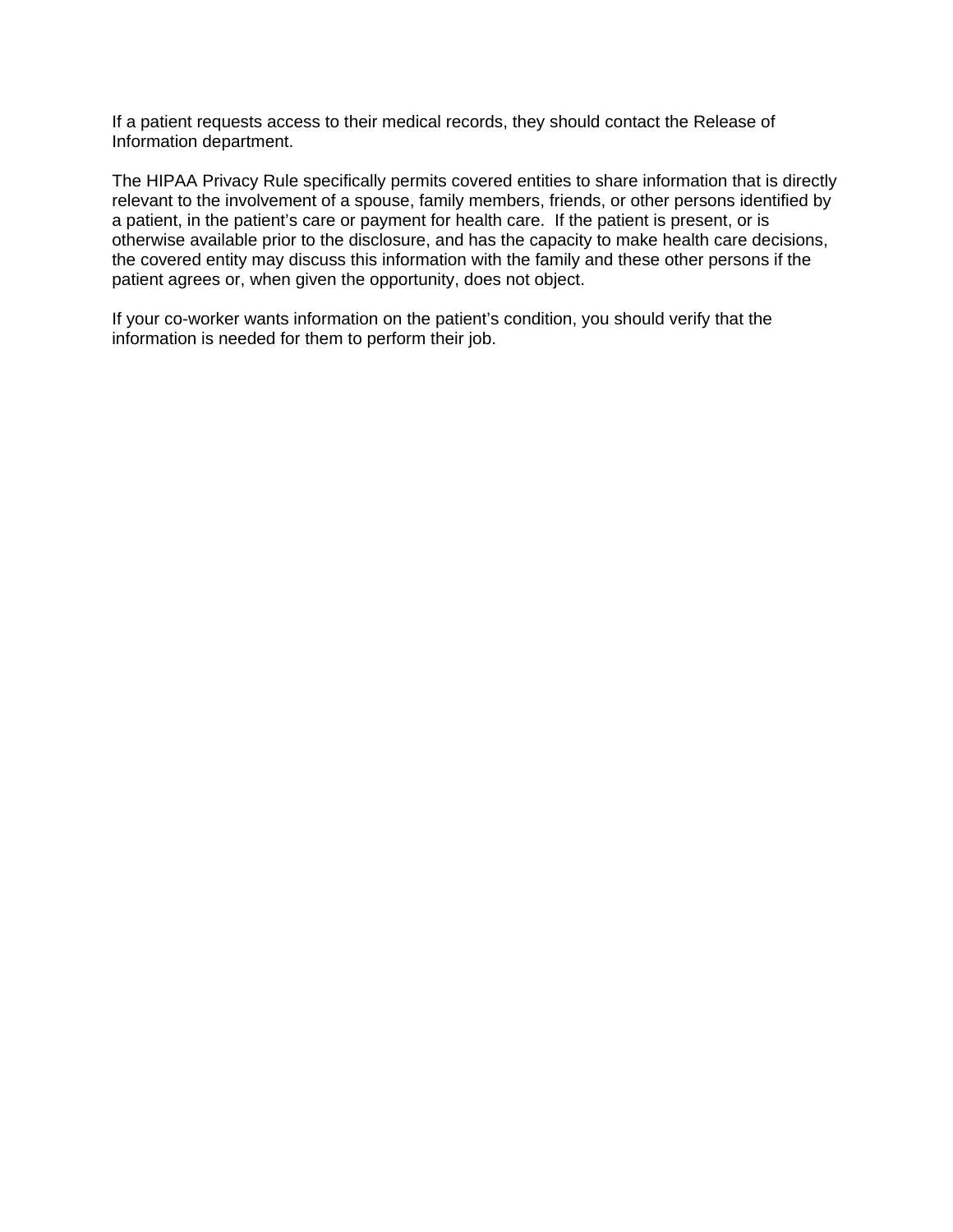If a patient requests access to their medical records, they should contact the Release of Information department.

The HIPAA Privacy Rule specifically permits covered entities to share information that is directly relevant to the involvement of a spouse, family members, friends, or other persons identified by a patient, in the patient's care or payment for health care. If the patient is present, or is otherwise available prior to the disclosure, and has the capacity to make health care decisions, the covered entity may discuss this information with the family and these other persons if the patient agrees or, when given the opportunity, does not object.

If your co-worker wants information on the patient's condition, you should verify that the information is needed for them to perform their job.